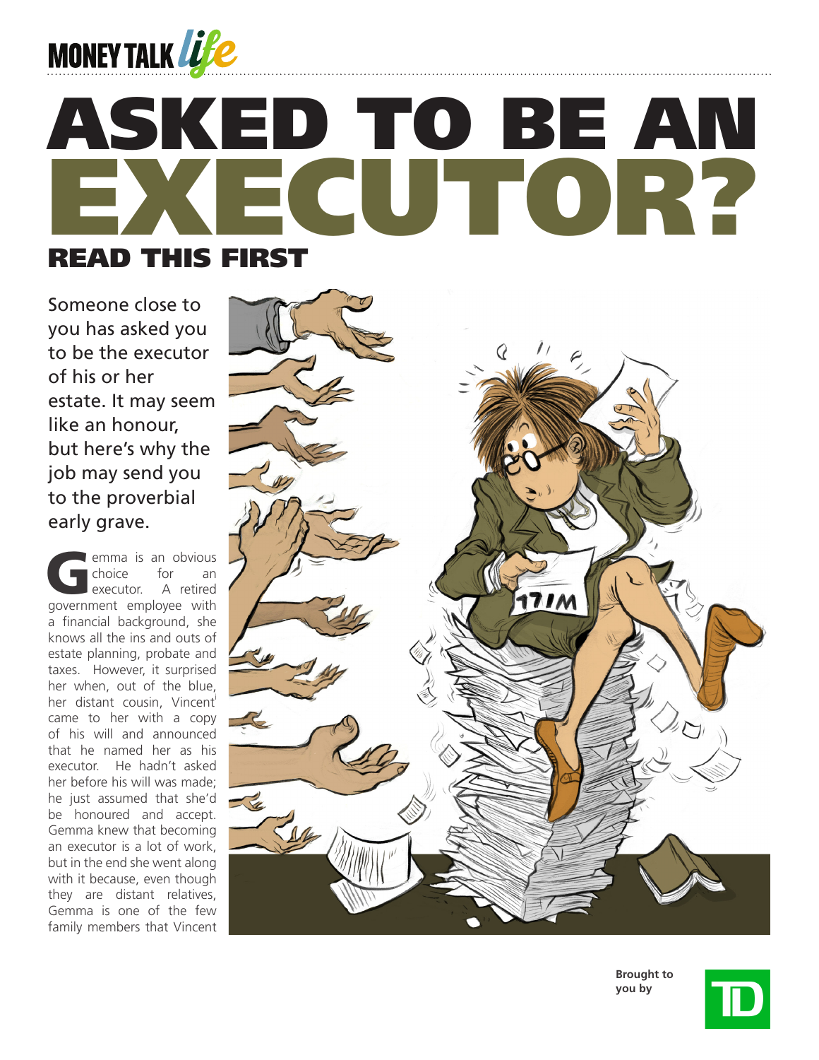MONEY TALK *life*

# ASKED TO BE AN EXECUTOR?

## READ THIS FIRST

Someone close to you has asked you to be the executor of his or her estate. It may seem like an honour, but here's why the job may send you to the proverbial early grave.

Gemma is an obvious choice for an executor. A retired government employee with a financial background, she knows all the ins and outs of estate planning, probate and taxes. However, it surprised her when, out of the blue, her distant cousin, Vincent[i] came to her with a copy of his will and announced that he named her as his executor. He hadn't asked her before his will was made; he just assumed that she'd be honoured and accept. Gemma knew that becoming an executor is a lot of work, but in the end she went along with it because, even though they are distant relatives, Gemma is one of the few family members that Vincent

Brought to you by TD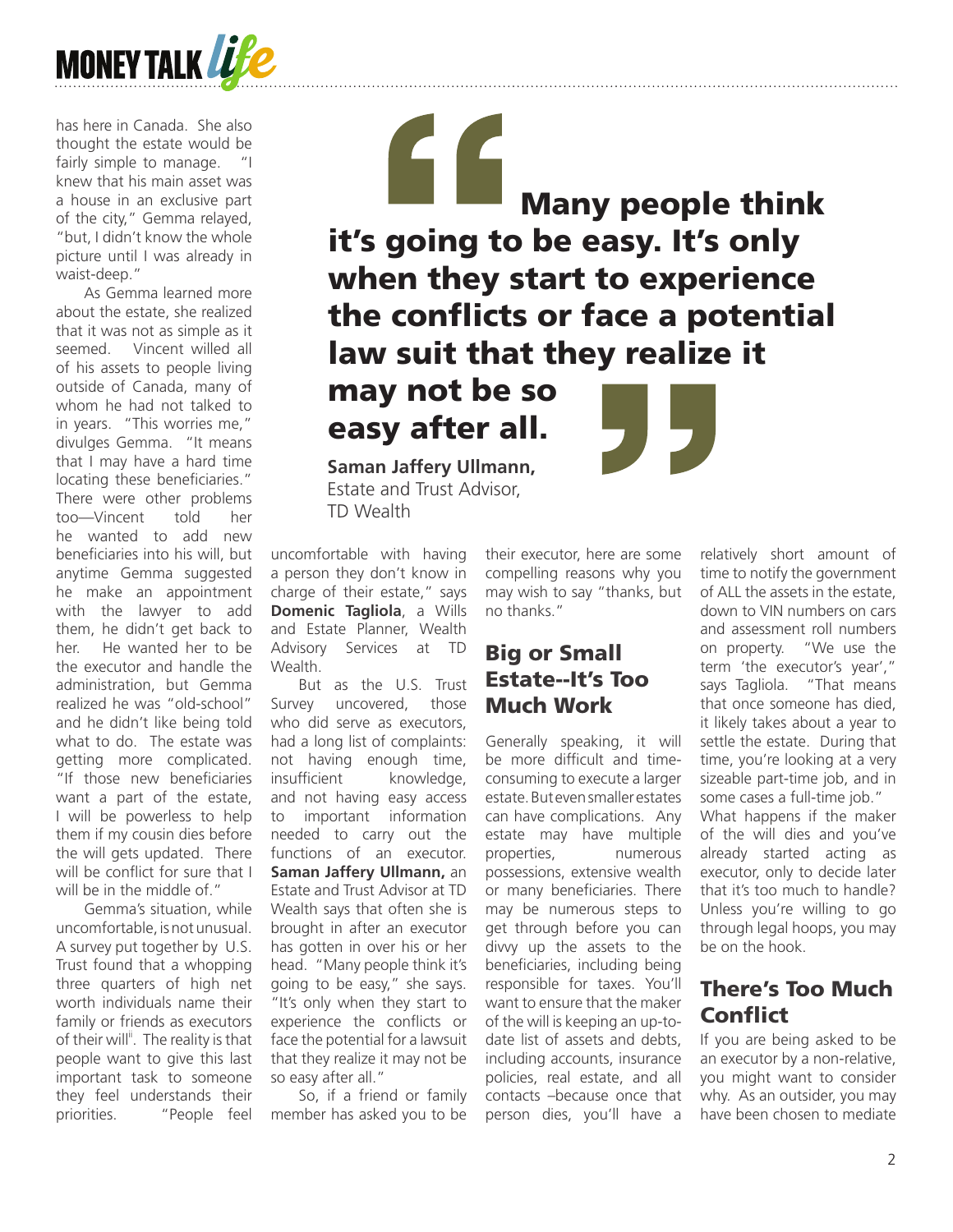has here in Canada. She also thought the estate would be fairly simple to manage. "I knew that his main asset was a house in an exclusive part of the city," Gemma relayed, "but, I didn't know the whole picture until I was already in waist-deep."

As Gemma learned more about the estate, she realized that it was not as simple as it seemed. Vincent willed all of his assets to people living outside of Canada, many of whom he had not talked to in years. "This worries me," divulges Gemma. "It means that I may have a hard time locating these beneficiaries." There were other problems too—Vincent told her he wanted to add new beneficiaries into his will, but anytime Gemma suggested he make an appointment with the lawyer to add them, he didn't get back to her. He wanted her to be the executor and handle the administration, but Gemma realized he was "old-school" and he didn't like being told what to do. The estate was getting more complicated. "If those new beneficiaries want a part of the estate, I will be powerless to help them if my cousin dies before the will gets updated. There will be conflict for sure that I will be in the middle of."

Gemma's situation, while uncomfortable, is not unusual. A survey put together by U.S. Trust found that a whopping three quarters of high net worth individuals name their family or friends as executors of their will[ii]. The reality is that people want to give this last important task to someone they feel understands their priorities. "People feel uncomfortable with having a person they don't know in charge of their estate," says **Domenic Tagliola**, a Wills and Estate Planner, Wealth Advisory Services at TD Wealth.

> **"Many people think it's going to be easy. It's only when they start to experience the conflicts or face a potential law suit that they realize it may not be so easy after all."**
>
> **Saman Jaffery Ullmann,** Estate and Trust Advisor, TD Wealth

But as the U.S. Trust Survey uncovered, those who did serve as executors, had a long list of complaints: not having enough time, insufficient knowledge, and not having easy access to important information needed to carry out the functions of an executor. **Saman Jaffery Ullmann,** an Estate and Trust Advisor at TD Wealth says that often she is brought in after an executor has gotten in over his or her head. "Many people think it's going to be easy," she says. "It's only when they start to experience the conflicts or face the potential for a lawsuit that they realize it may not be so easy after all."

So, if a friend or family member has asked you to be their executor, here are some compelling reasons why you may wish to say "thanks, but no thanks."

## Big or Small Estate--It's Too Much Work

Generally speaking, it will be more difficult and time-consuming to execute a larger estate. But even smaller estates can have complications. Any estate may have multiple properties, numerous possessions, extensive wealth or many beneficiaries. There may be numerous steps to get through before you can divvy up the assets to the beneficiaries, including being responsible for taxes. You'll want to ensure that the maker of the will is keeping an up-to-date list of assets and debts, including accounts, insurance policies, real estate, and all contacts –because once that person dies, you'll have a relatively short amount of time to notify the government of ALL the assets in the estate, down to VIN numbers on cars and assessment roll numbers on property. "We use the term 'the executor's year'," says Tagliola. "That means that once someone has died, it likely takes about a year to settle the estate. During that time, you're looking at a very sizeable part-time job, and in some cases a full-time job."

What happens if the maker of the will dies and you've already started acting as executor, only to decide later that it's too much to handle? Unless you're willing to go through legal hoops, you may be on the hook.

## There's Too Much Conflict

If you are being asked to be an executor by a non-relative, you might want to consider why. As an outsider, you may have been chosen to mediate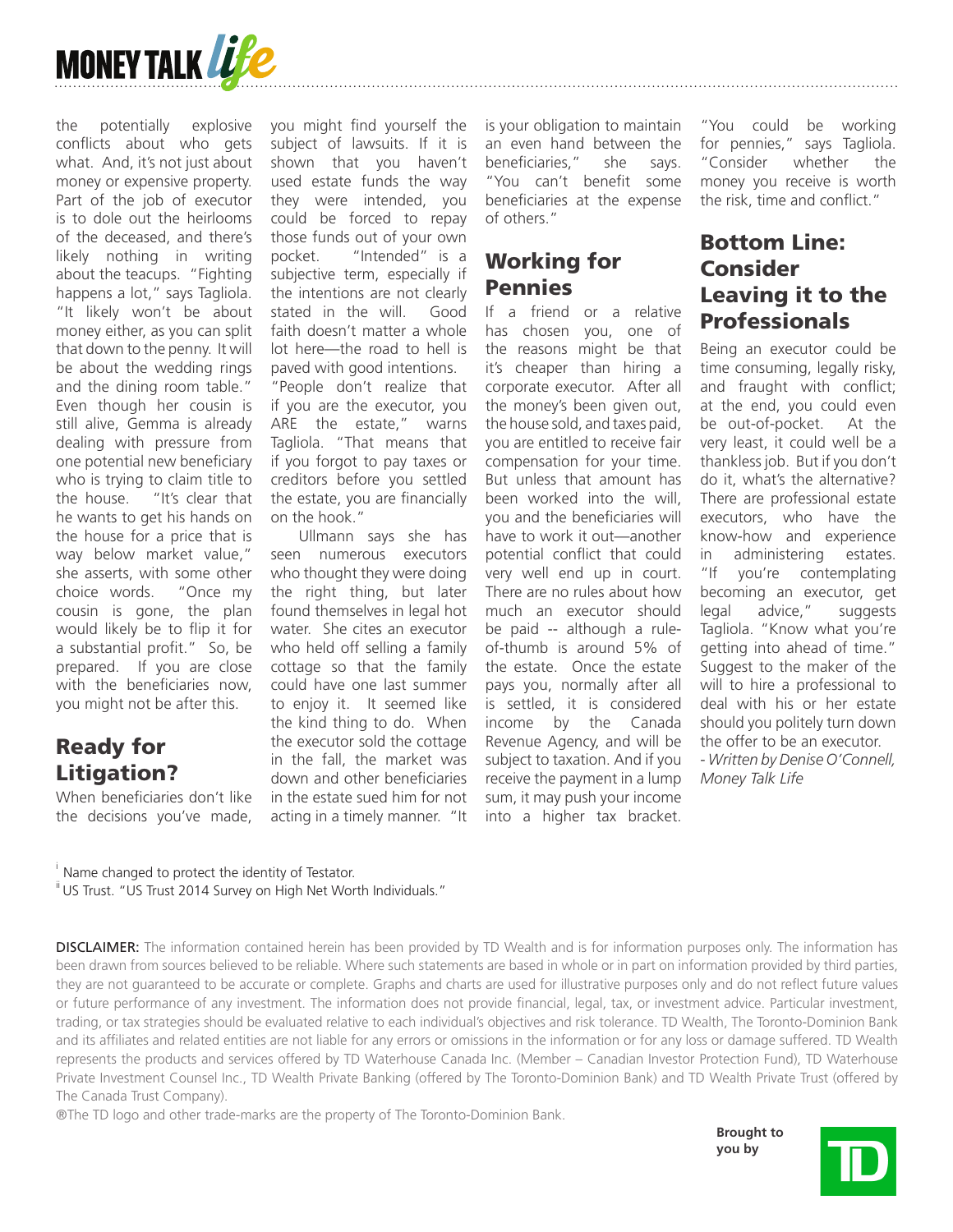the potentially explosive conflicts about who gets what. And, it's not just about money or expensive property. Part of the job of executor is to dole out the heirlooms of the deceased, and there's likely nothing in writing about the teacups. "Fighting happens a lot," says Tagliola. "It likely won't be about money either, as you can split that down to the penny. It will be about the wedding rings and the dining room table." Even though her cousin is still alive, Gemma is already dealing with pressure from one potential new beneficiary who is trying to claim title to the house. "It's clear that he wants to get his hands on the house for a price that is way below market value," she asserts, with some other choice words. "Once my cousin is gone, the plan would likely be to flip it for a substantial profit." So, be prepared. If you are close with the beneficiaries now, you might not be after this.

## Ready for Litigation?

When beneficiaries don't like the decisions you've made, you might find yourself the subject of lawsuits. If it is shown that you haven't used estate funds the way they were intended, you could be forced to repay those funds out of your own pocket. "Intended" is a subjective term, especially if the intentions are not clearly stated in the will. Good faith doesn't matter a whole lot here—the road to hell is paved with good intentions. "People don't realize that if you are the executor, you ARE the estate," warns Tagliola. "That means that if you forgot to pay taxes or creditors before you settled the estate, you are financially on the hook."

Ullmann says she has seen numerous executors who thought they were doing the right thing, but later found themselves in legal hot water. She cites an executor who held off selling a family cottage so that the family could have one last summer to enjoy it. It seemed like the kind thing to do. When the executor sold the cottage in the fall, the market was down and other beneficiaries in the estate sued him for not acting in a timely manner. "It is your obligation to maintain an even hand between the beneficiaries," she says. "You can't benefit some beneficiaries at the expense of others."

## Working for Pennies

If a friend or a relative has chosen you, one of the reasons might be that it's cheaper than hiring a corporate executor. After all the money's been given out, the house sold, and taxes paid, you are entitled to receive fair compensation for your time. But unless that amount has been worked into the will, you and the beneficiaries will have to work it out—another potential conflict that could very well end up in court. There are no rules about how much an executor should be paid -- although a rule-of-thumb is around 5% of the estate. Once the estate pays you, normally after all is settled, it is considered income by the Canada Revenue Agency, and will be subject to taxation. And if you receive the payment in a lump sum, it may push your income into a higher tax bracket. "You could be working for pennies," says Tagliola. "Consider whether the money you receive is worth the risk, time and conflict."

## Bottom Line: Consider Leaving it to the Professionals

Being an executor could be time consuming, legally risky, and fraught with conflict; at the end, you could even be out-of-pocket. At the very least, it could well be a thankless job. But if you don't do it, what's the alternative? There are professional estate executors, who have the know-how and experience in administering estates. "If you're contemplating becoming an executor, get legal advice," suggests Tagliola. "Know what you're getting into ahead of time." Suggest to the maker of the will to hire a professional to deal with his or her estate should you politely turn down the offer to be an executor.

*- Written by Denise O'Connell, Money Talk Life*

[i] Name changed to protect the identity of Testator.

[ii] US Trust. "US Trust 2014 Survey on High Net Worth Individuals."

**DISCLAIMER:** The information contained herein has been provided by TD Wealth and is for information purposes only. The information has been drawn from sources believed to be reliable. Where such statements are based in whole or in part on information provided by third parties, they are not guaranteed to be accurate or complete. Graphs and charts are used for illustrative purposes only and do not reflect future values or future performance of any investment. The information does not provide financial, legal, tax, or investment advice. Particular investment, trading, or tax strategies should be evaluated relative to each individual's objectives and risk tolerance. TD Wealth, The Toronto-Dominion Bank and its affiliates and related entities are not liable for any errors or omissions in the information or for any loss or damage suffered. TD Wealth represents the products and services offered by TD Waterhouse Canada Inc. (Member – Canadian Investor Protection Fund), TD Waterhouse Private Investment Counsel Inc., TD Wealth Private Banking (offered by The Toronto-Dominion Bank) and TD Wealth Private Trust (offered by The Canada Trust Company).

®The TD logo and other trade-marks are the property of The Toronto-Dominion Bank.

**Brought to you by**